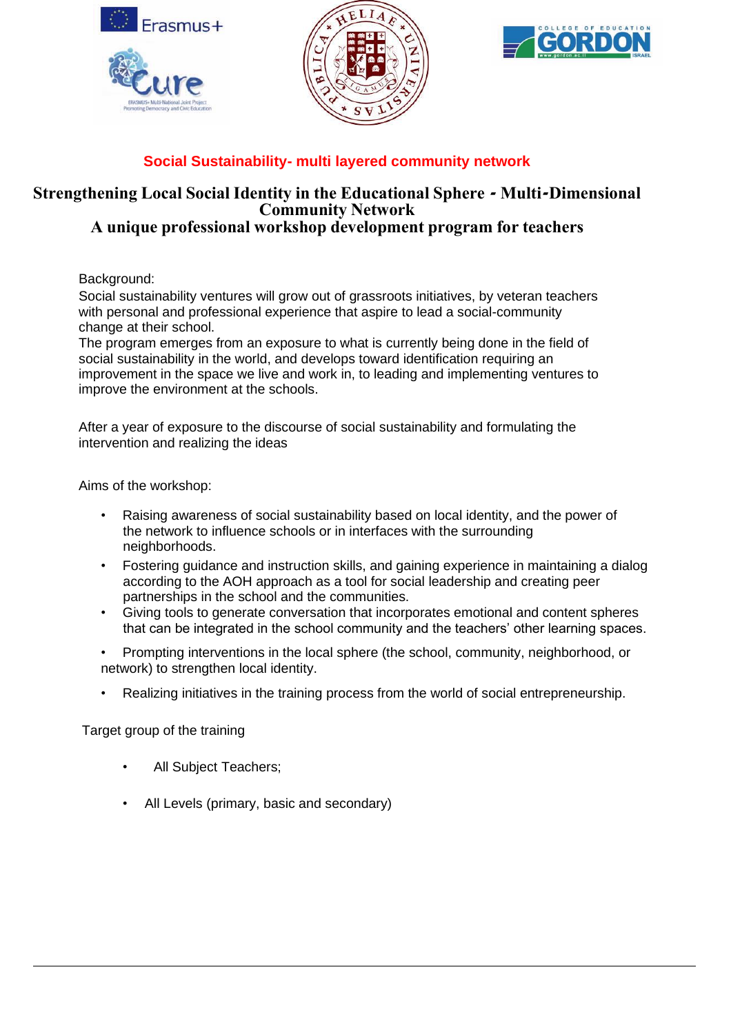## Social Sustainability- multi layered community network

# Strengthening Local Social Identity in the Educational Sphere - Multi-Dimensional Community Network

## A unique professional workshop development program for teachers

Background:

Social sustainability ventures will grow out of grassroots initiatives, by veteran teachers with personal and professional experience that aspire to lead a social-community change at their school.

The program emerges from an exposure to what is currently being done in the field of social sustainability in the world, and develops toward identification requiring an improvement in the space we live and work in, to leading and implementing ventures to improve the environment at the schools.

After a year of exposure to the discourse of social sustainability and formulating the intervention and realizing the ideas

Aims of the workshop:

- Raising awareness of social sustainability based on local identity, and the power of the network to influence schools or in interfaces with the surrounding neighborhoods.
- Fostering guidance and instruction skills, and gaining experience in maintaining a dialog according to the AOH approach as a tool for social leadership and creating peer partnerships in the school and the communities.
- Giving tools to generate conversation that incorporates emotional and content spheres that can be integrated in the school community and the teachers' other learning spaces.
- Prompting interventions in the local sphere (the school, community, neighborhood, or network) to strengthen local identity.
- Realizing initiatives in the training process from the world of social entrepreneurship.

Target group of the training

- All Subject Teachers;
- All Levels (primary, basic and secondary)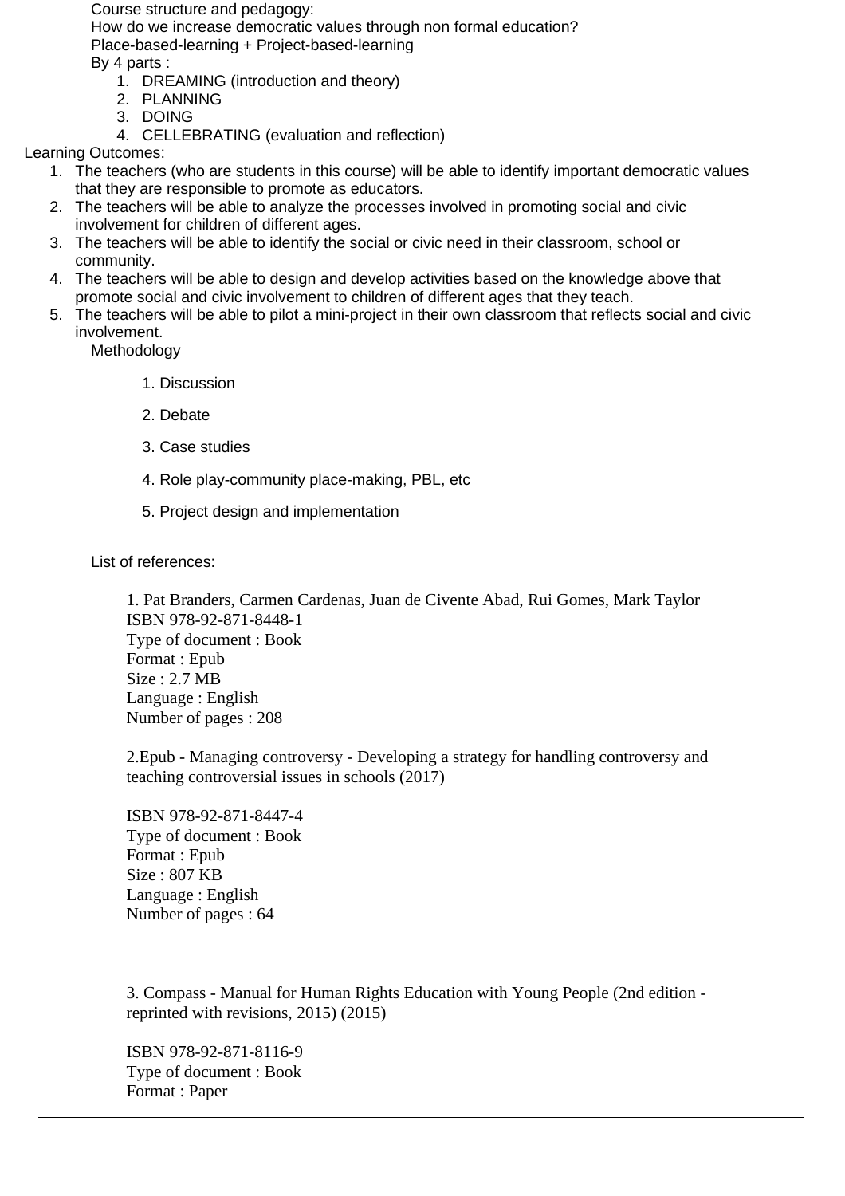Course structure and pedagogy:

How do we increase democratic values through non formal education?

Place-based-learning + Project-based-learning

By 4 parts :

1. DREAMING (introduction and theory)
2. PLANNING
3. DOING
4. CELLEBRATING (evaluation and reflection)

Learning Outcomes:

1. The teachers (who are students in this course) will be able to identify important democratic values that they are responsible to promote as educators.
2. The teachers will be able to analyze the processes involved in promoting social and civic involvement for children of different ages.
3. The teachers will be able to identify the social or civic need in their classroom, school or community.
4. The teachers will be able to design and develop activities based on the knowledge above that promote social and civic involvement to children of different ages that they teach.
5. The teachers will be able to pilot a mini-project in their own classroom that reflects social and civic involvement.

Methodology

1. Discussion
2. Debate
3. Case studies
4. Role play-community place-making, PBL, etc
5. Project design and implementation

List of references:

1. Pat Branders, Carmen Cardenas, Juan de Civente Abad, Rui Gomes, Mark Taylor
ISBN 978-92-871-8448-1
Type of document : Book
Format : Epub
Size : 2.7 MB
Language : English
Number of pages : 208

2.Epub - Managing controversy - Developing a strategy for handling controversy and teaching controversial issues in schools (2017)

ISBN 978-92-871-8447-4
Type of document : Book
Format : Epub
Size : 807 KB
Language : English
Number of pages : 64

3. Compass - Manual for Human Rights Education with Young People (2nd edition - reprinted with revisions, 2015) (2015)

ISBN 978-92-871-8116-9
Type of document : Book
Format : Paper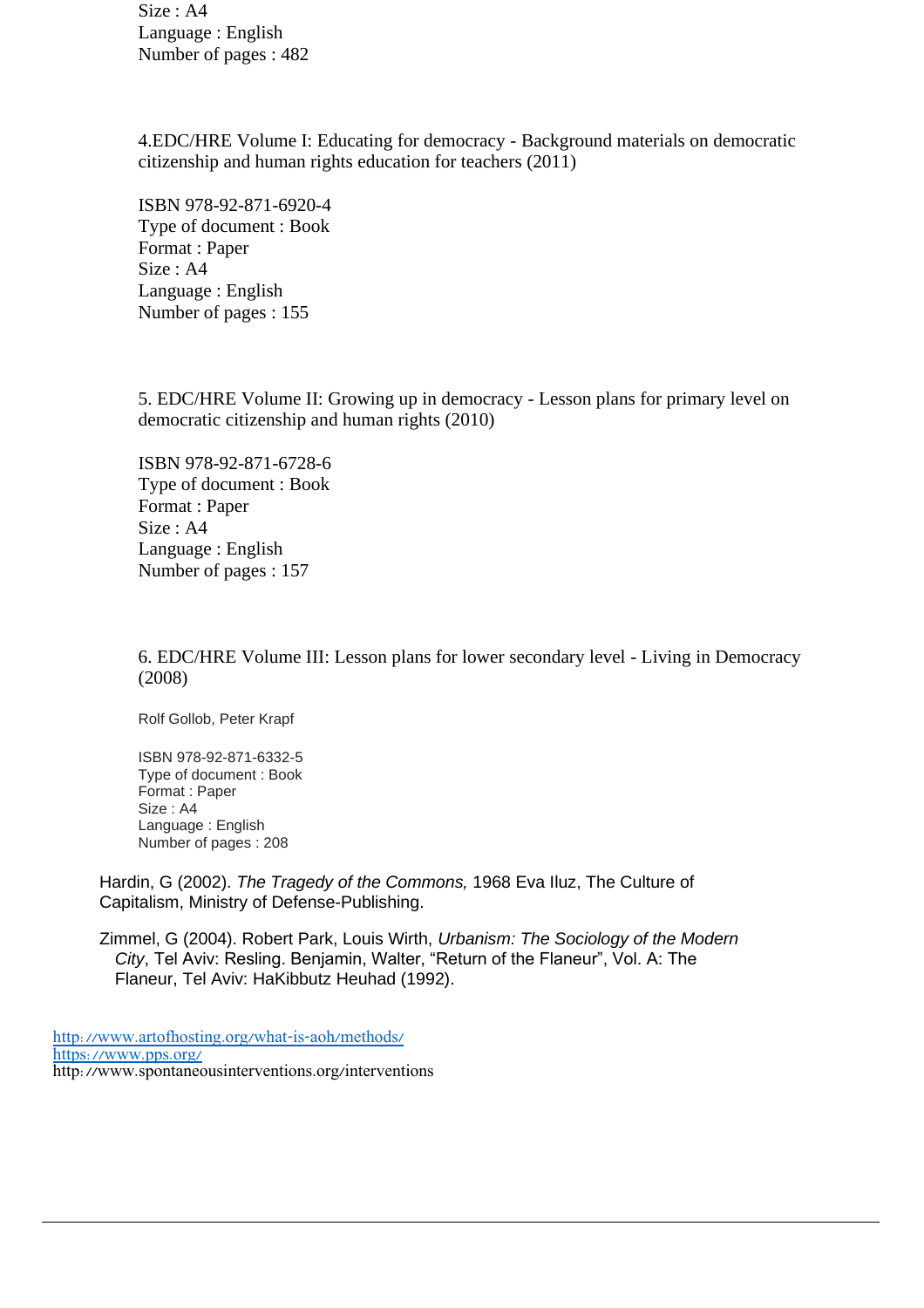Size : A4
Language : English
Number of pages : 482

4.EDC/HRE Volume I: Educating for democracy - Background materials on democratic citizenship and human rights education for teachers (2011)

ISBN 978-92-871-6920-4
Type of document : Book
Format : Paper
Size : A4
Language : English
Number of pages : 155

5. EDC/HRE Volume II: Growing up in democracy - Lesson plans for primary level on democratic citizenship and human rights (2010)

ISBN 978-92-871-6728-6
Type of document : Book
Format : Paper
Size : A4
Language : English
Number of pages : 157

6. EDC/HRE Volume III: Lesson plans for lower secondary level - Living in Democracy (2008)

Rolf Gollob, Peter Krapf

ISBN 978-92-871-6332-5
Type of document : Book
Format : Paper
Size : A4
Language : English
Number of pages : 208

Hardin, G (2002). *The Tragedy of the Commons,* 1968 Eva Iluz, The Culture of Capitalism, Ministry of Defense-Publishing.

Zimmel, G (2004). Robert Park, Louis Wirth, *Urbanism: The Sociology of the Modern City*, Tel Aviv: Resling. Benjamin, Walter, "Return of the Flaneur", Vol. A: The Flaneur, Tel Aviv: HaKibbutz Heuhad (1992).

http://www.artofhosting.org/what-is-aoh/methods/
https://www.pps.org/
http://www.spontaneousinterventions.org/interventions